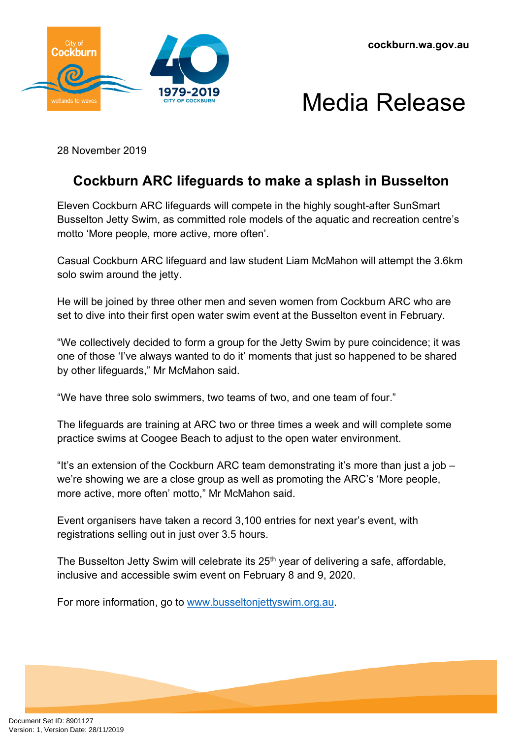cockburn.wa.gov.au

# Media Release

28 November 2019

## Cockburn ARC lifeguards to make a splash in Busselton

Eleven Cockburn ARC lifeguards will compete in the highly sought-after SunSmart Busselton Jetty Swim, as committed role models of the aquatic and recreation centre's motto 'More people, more active, more often'.

Casual Cockburn ARC lifeguard and law student Liam McMahon will attempt the 3.6km solo swim around the jetty.

He will be joined by three other men and seven women from Cockburn ARC who are set to dive into their first open water swim event at the Busselton event in February.

"We collectively decided to form a group for the Jetty Swim by pure coincidence; it was one of those 'I've always wanted to do it' moments that just so happened to be shared by other lifeguards," Mr McMahon said.

"We have three solo swimmers, two teams of two, and one team of four."

The lifeguards are training at ARC two or three times a week and will complete some practice swims at Coogee Beach to adjust to the open water environment.

"It's an extension of the Cockburn ARC team demonstrating it's more than just a job – we're showing we are a close group as well as promoting the ARC's 'More people, more active, more often' motto," Mr McMahon said.

Event organisers have taken a record 3,100 entries for next year's event, with registrations selling out in just over 3.5 hours.

The Busselton Jetty Swim will celebrate its 25th year of delivering a safe, affordable, inclusive and accessible swim event on February 8 and 9, 2020.

For more information, go to [www.busseltonjettyswim.org.au](http://www.busseltonjettyswim.org.au).

Document Set ID: 8901127
Version: 1, Version Date: 28/11/2019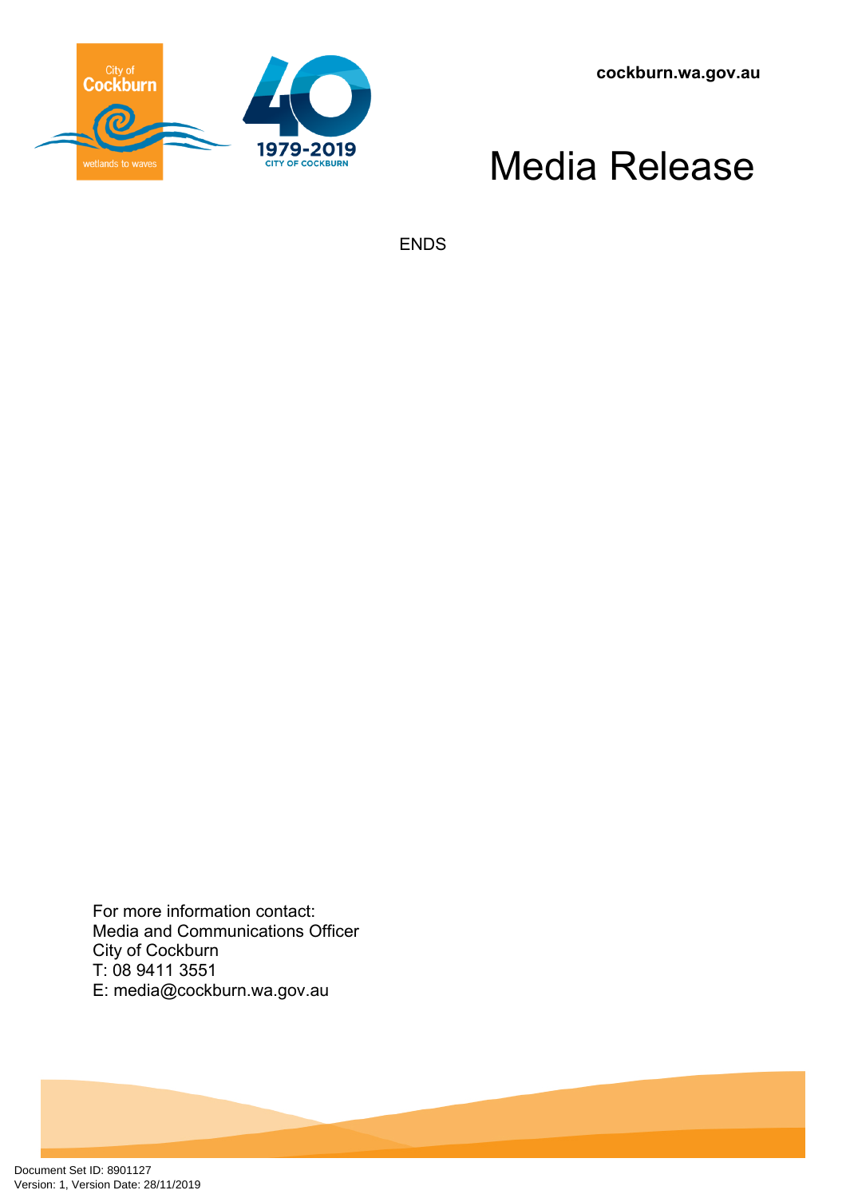ENDS

For more information contact:
Media and Communications Officer
City of Cockburn
T: 08 9411 3551
E: media@cockburn.wa.gov.au